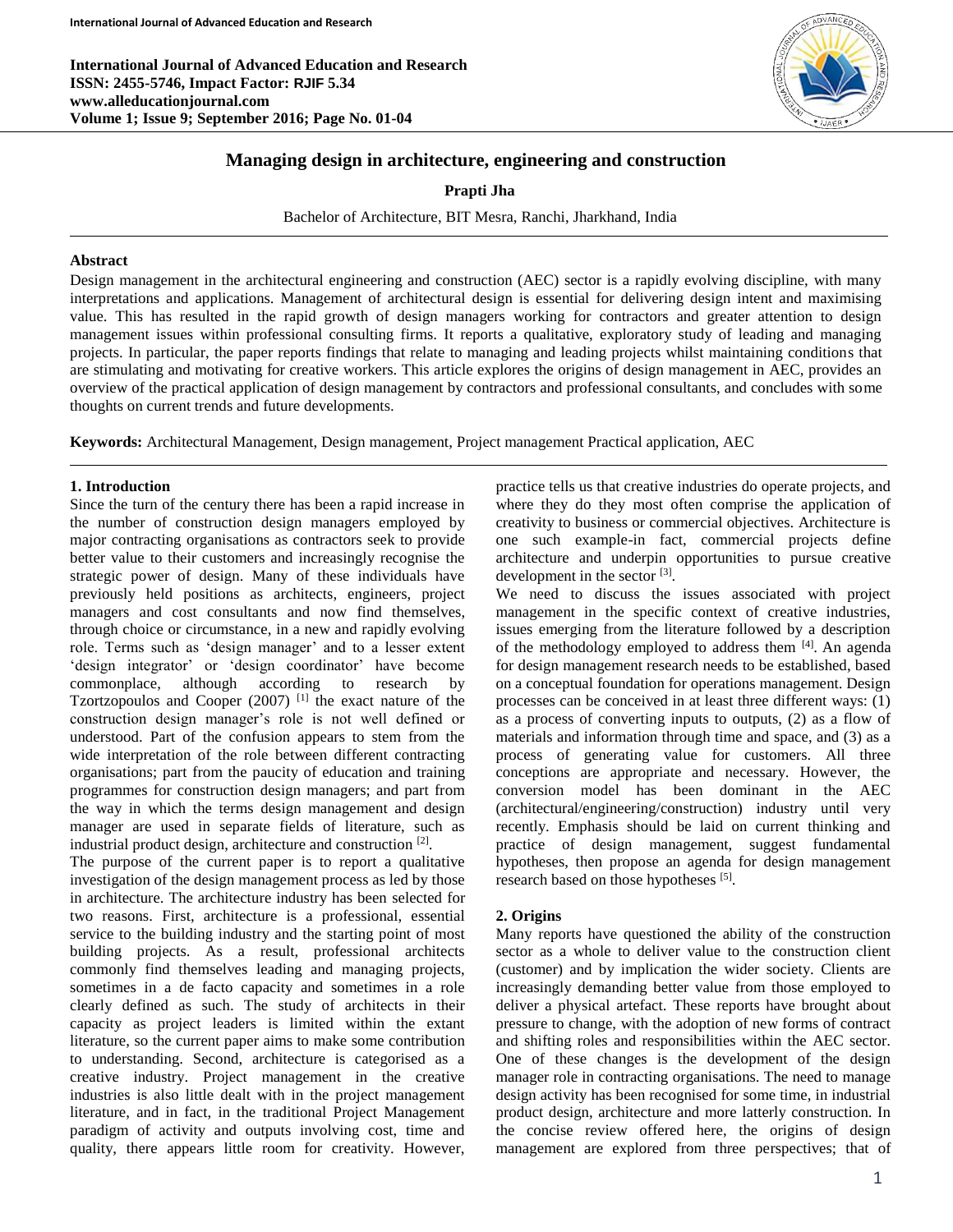# Managing design in architecture, engineering and construction

**Prapti Jha**

Bachelor of Architecture, BIT Mesra, Ranchi, Jharkhand, India

## Abstract

Design management in the architectural engineering and construction (AEC) sector is a rapidly evolving discipline, with many interpretations and applications. Management of architectural design is essential for delivering design intent and maximising value. This has resulted in the rapid growth of design managers working for contractors and greater attention to design management issues within professional consulting firms. It reports a qualitative, exploratory study of leading and managing projects. In particular, the paper reports findings that relate to managing and leading projects whilst maintaining conditions that are stimulating and motivating for creative workers. This article explores the origins of design management in AEC, provides an overview of the practical application of design management by contractors and professional consultants, and concludes with some thoughts on current trends and future developments.

**Keywords:** Architectural Management, Design management, Project management Practical application, AEC

## 1. Introduction

Since the turn of the century there has been a rapid increase in the number of construction design managers employed by major contracting organisations as contractors seek to provide better value to their customers and increasingly recognise the strategic power of design. Many of these individuals have previously held positions as architects, engineers, project managers and cost consultants and now find themselves, through choice or circumstance, in a new and rapidly evolving role. Terms such as 'design manager' and to a lesser extent 'design integrator' or 'design coordinator' have become commonplace, although according to research by Tzortzopoulos and Cooper (2007) [1] the exact nature of the construction design manager's role is not well defined or understood. Part of the confusion appears to stem from the wide interpretation of the role between different contracting organisations; part from the paucity of education and training programmes for construction design managers; and part from the way in which the terms design management and design manager are used in separate fields of literature, such as industrial product design, architecture and construction [2].

The purpose of the current paper is to report a qualitative investigation of the design management process as led by those in architecture. The architecture industry has been selected for two reasons. First, architecture is a professional, essential service to the building industry and the starting point of most building projects. As a result, professional architects commonly find themselves leading and managing projects, sometimes in a de facto capacity and sometimes in a role clearly defined as such. The study of architects in their capacity as project leaders is limited within the extant literature, so the current paper aims to make some contribution to understanding. Second, architecture is categorised as a creative industry. Project management in the creative industries is also little dealt with in the project management literature, and in fact, in the traditional Project Management paradigm of activity and outputs involving cost, time and quality, there appears little room for creativity. However, practice tells us that creative industries do operate projects, and where they do they most often comprise the application of creativity to business or commercial objectives. Architecture is one such example-in fact, commercial projects define architecture and underpin opportunities to pursue creative development in the sector [3].

We need to discuss the issues associated with project management in the specific context of creative industries, issues emerging from the literature followed by a description of the methodology employed to address them [4]. An agenda for design management research needs to be established, based on a conceptual foundation for operations management. Design processes can be conceived in at least three different ways: (1) as a process of converting inputs to outputs, (2) as a flow of materials and information through time and space, and (3) as a process of generating value for customers. All three conceptions are appropriate and necessary. However, the conversion model has been dominant in the AEC (architectural/engineering/construction) industry until very recently. Emphasis should be laid on current thinking and practice of design management, suggest fundamental hypotheses, then propose an agenda for design management research based on those hypotheses [5].

## 2. Origins

Many reports have questioned the ability of the construction sector as a whole to deliver value to the construction client (customer) and by implication the wider society. Clients are increasingly demanding better value from those employed to deliver a physical artefact. These reports have brought about pressure to change, with the adoption of new forms of contract and shifting roles and responsibilities within the AEC sector. One of these changes is the development of the design manager role in contracting organisations. The need to manage design activity has been recognised for some time, in industrial product design, architecture and more latterly construction. In the concise review offered here, the origins of design management are explored from three perspectives; that of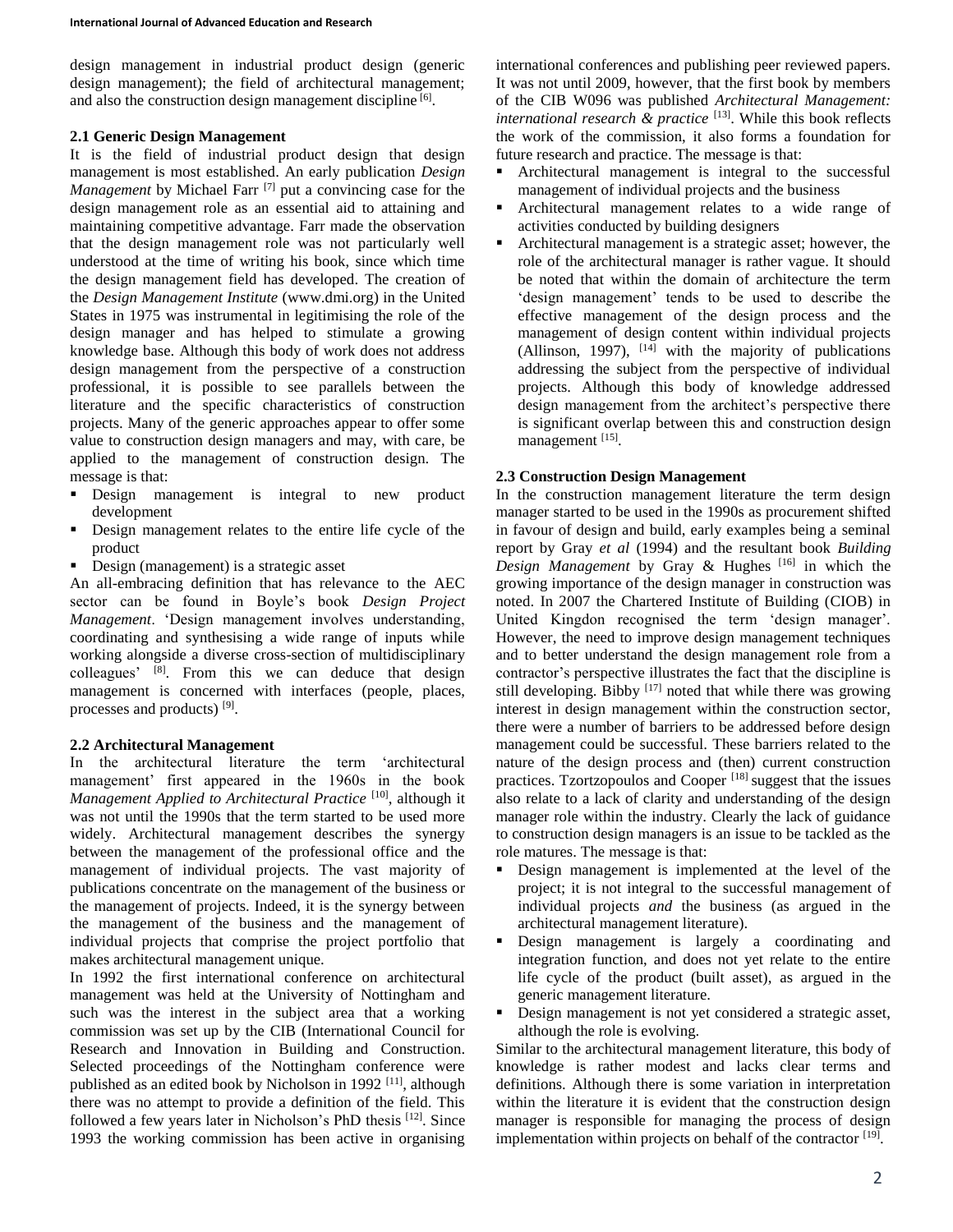design management in industrial product design (generic design management); the field of architectural management; and also the construction design management discipline [6].

### 2.1 Generic Design Management

It is the field of industrial product design that design management is most established. An early publication *Design Management* by Michael Farr [7] put a convincing case for the design management role as an essential aid to attaining and maintaining competitive advantage. Farr made the observation that the design management role was not particularly well understood at the time of writing his book, since which time the design management field has developed. The creation of the *Design Management Institute* (www.dmi.org) in the United States in 1975 was instrumental in legitimising the role of the design manager and has helped to stimulate a growing knowledge base. Although this body of work does not address design management from the perspective of a construction professional, it is possible to see parallels between the literature and the specific characteristics of construction projects. Many of the generic approaches appear to offer some value to construction design managers and may, with care, be applied to the management of construction design. The message is that:

- Design management is integral to new product development
- Design management relates to the entire life cycle of the product
- Design (management) is a strategic asset

An all-embracing definition that has relevance to the AEC sector can be found in Boyle's book *Design Project Management*. 'Design management involves understanding, coordinating and synthesising a wide range of inputs while working alongside a diverse cross-section of multidisciplinary colleagues' [8]. From this we can deduce that design management is concerned with interfaces (people, places, processes and products) [9].

### 2.2 Architectural Management

In the architectural literature the term 'architectural management' first appeared in the 1960s in the book *Management Applied to Architectural Practice* [10], although it was not until the 1990s that the term started to be used more widely. Architectural management describes the synergy between the management of the professional office and the management of individual projects. The vast majority of publications concentrate on the management of the business or the management of projects. Indeed, it is the synergy between the management of the business and the management of individual projects that comprise the project portfolio that makes architectural management unique.

In 1992 the first international conference on architectural management was held at the University of Nottingham and such was the interest in the subject area that a working commission was set up by the CIB (International Council for Research and Innovation in Building and Construction. Selected proceedings of the Nottingham conference were published as an edited book by Nicholson in 1992 [11], although there was no attempt to provide a definition of the field. This followed a few years later in Nicholson's PhD thesis [12]. Since 1993 the working commission has been active in organising international conferences and publishing peer reviewed papers. It was not until 2009, however, that the first book by members of the CIB W096 was published *Architectural Management: international research & practice* [13]. While this book reflects the work of the commission, it also forms a foundation for future research and practice. The message is that:

- Architectural management is integral to the successful management of individual projects and the business
- Architectural management relates to a wide range of activities conducted by building designers
- Architectural management is a strategic asset; however, the role of the architectural manager is rather vague. It should be noted that within the domain of architecture the term 'design management' tends to be used to describe the effective management of the design process and the management of design content within individual projects (Allinson, 1997), [14] with the majority of publications addressing the subject from the perspective of individual projects. Although this body of knowledge addressed design management from the architect's perspective there is significant overlap between this and construction design management [15].

### 2.3 Construction Design Management

In the construction management literature the term design manager started to be used in the 1990s as procurement shifted in favour of design and build, early examples being a seminal report by Gray *et al* (1994) and the resultant book *Building Design Management* by Gray & Hughes [16] in which the growing importance of the design manager in construction was noted. In 2007 the Chartered Institute of Building (CIOB) in United Kingdon recognised the term 'design manager'. However, the need to improve design management techniques and to better understand the design management role from a contractor's perspective illustrates the fact that the discipline is still developing. Bibby [17] noted that while there was growing interest in design management within the construction sector, there were a number of barriers to be addressed before design management could be successful. These barriers related to the nature of the design process and (then) current construction practices. Tzortzopoulos and Cooper [18] suggest that the issues also relate to a lack of clarity and understanding of the design manager role within the industry. Clearly the lack of guidance to construction design managers is an issue to be tackled as the role matures. The message is that:

- Design management is implemented at the level of the project; it is not integral to the successful management of individual projects *and* the business (as argued in the architectural management literature).
- Design management is largely a coordinating and integration function, and does not yet relate to the entire life cycle of the product (built asset), as argued in the generic management literature.
- Design management is not yet considered a strategic asset, although the role is evolving.

Similar to the architectural management literature, this body of knowledge is rather modest and lacks clear terms and definitions. Although there is some variation in interpretation within the literature it is evident that the construction design manager is responsible for managing the process of design implementation within projects on behalf of the contractor [19].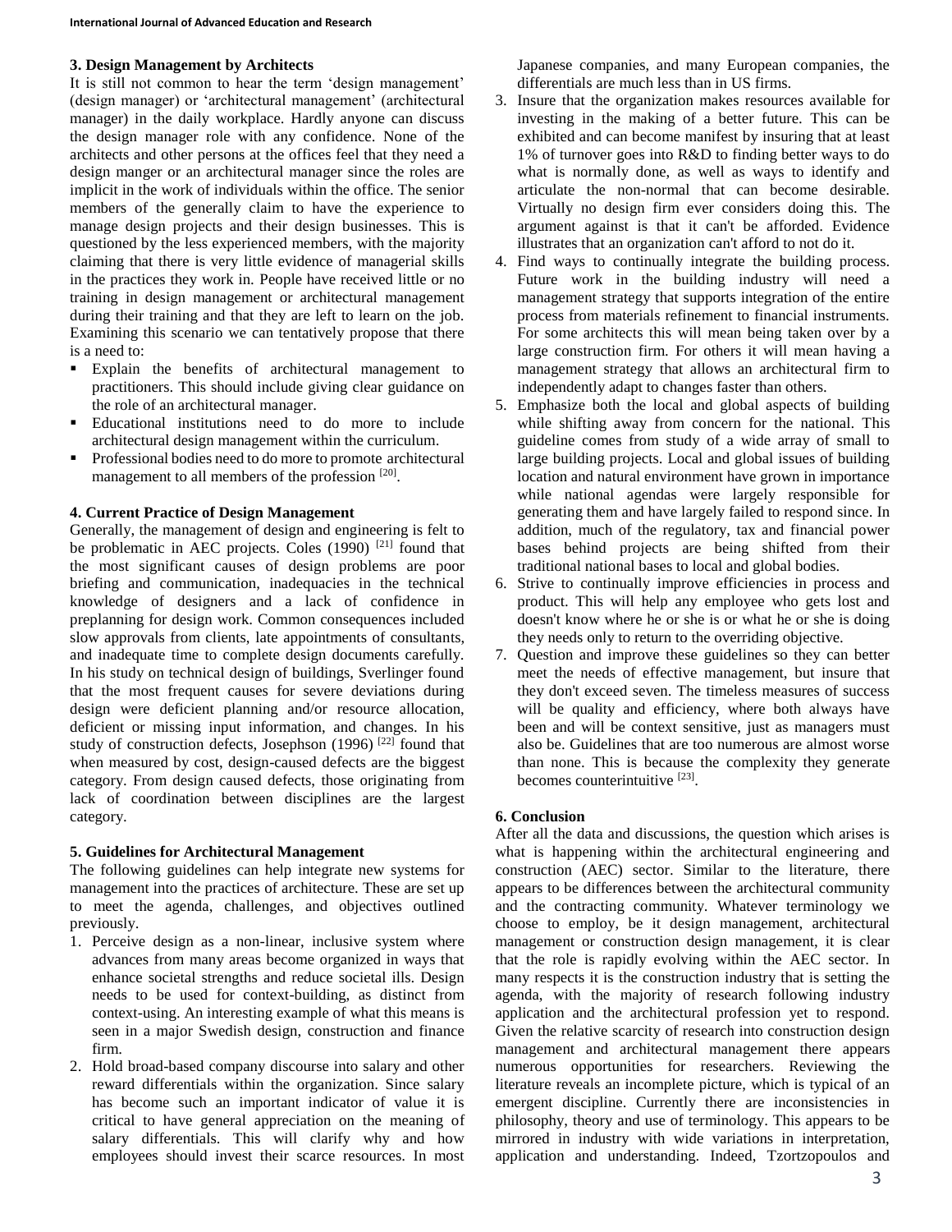## 3. Design Management by Architects

It is still not common to hear the term 'design management' (design manager) or 'architectural management' (architectural manager) in the daily workplace. Hardly anyone can discuss the design manager role with any confidence. None of the architects and other persons at the offices feel that they need a design manger or an architectural manager since the roles are implicit in the work of individuals within the office. The senior members of the generally claim to have the experience to manage design projects and their design businesses. This is questioned by the less experienced members, with the majority claiming that there is very little evidence of managerial skills in the practices they work in. People have received little or no training in design management or architectural management during their training and that they are left to learn on the job. Examining this scenario we can tentatively propose that there is a need to:

- Explain the benefits of architectural management to practitioners. This should include giving clear guidance on the role of an architectural manager.
- Educational institutions need to do more to include architectural design management within the curriculum.
- Professional bodies need to do more to promote architectural management to all members of the profession [20].

## 4. Current Practice of Design Management

Generally, the management of design and engineering is felt to be problematic in AEC projects. Coles (1990) [21] found that the most significant causes of design problems are poor briefing and communication, inadequacies in the technical knowledge of designers and a lack of confidence in preplanning for design work. Common consequences included slow approvals from clients, late appointments of consultants, and inadequate time to complete design documents carefully. In his study on technical design of buildings, Sverlinger found that the most frequent causes for severe deviations during design were deficient planning and/or resource allocation, deficient or missing input information, and changes. In his study of construction defects, Josephson (1996) [22] found that when measured by cost, design-caused defects are the biggest category. From design caused defects, those originating from lack of coordination between disciplines are the largest category.

## 5. Guidelines for Architectural Management

The following guidelines can help integrate new systems for management into the practices of architecture. These are set up to meet the agenda, challenges, and objectives outlined previously.

1. Perceive design as a non-linear, inclusive system where advances from many areas become organized in ways that enhance societal strengths and reduce societal ills. Design needs to be used for context-building, as distinct from context-using. An interesting example of what this means is seen in a major Swedish design, construction and finance firm.
2. Hold broad-based company discourse into salary and other reward differentials within the organization. Since salary has become such an important indicator of value it is critical to have general appreciation on the meaning of salary differentials. This will clarify why and how employees should invest their scarce resources. In most Japanese companies, and many European companies, the differentials are much less than in US firms.
3. Insure that the organization makes resources available for investing in the making of a better future. This can be exhibited and can become manifest by insuring that at least 1% of turnover goes into R&D to finding better ways to do what is normally done, as well as ways to identify and articulate the non-normal that can become desirable. Virtually no design firm ever considers doing this. The argument against is that it can't be afforded. Evidence illustrates that an organization can't afford to not do it.
4. Find ways to continually integrate the building process. Future work in the building industry will need a management strategy that supports integration of the entire process from materials refinement to financial instruments. For some architects this will mean being taken over by a large construction firm. For others it will mean having a management strategy that allows an architectural firm to independently adapt to changes faster than others.
5. Emphasize both the local and global aspects of building while shifting away from concern for the national. This guideline comes from study of a wide array of small to large building projects. Local and global issues of building location and natural environment have grown in importance while national agendas were largely responsible for generating them and have largely failed to respond since. In addition, much of the regulatory, tax and financial power bases behind projects are being shifted from their traditional national bases to local and global bodies.
6. Strive to continually improve efficiencies in process and product. This will help any employee who gets lost and doesn't know where he or she is or what he or she is doing they needs only to return to the overriding objective.
7. Question and improve these guidelines so they can better meet the needs of effective management, but insure that they don't exceed seven. The timeless measures of success will be quality and efficiency, where both always have been and will be context sensitive, just as managers must also be. Guidelines that are too numerous are almost worse than none. This is because the complexity they generate becomes counterintuitive [23].

## 6. Conclusion

After all the data and discussions, the question which arises is what is happening within the architectural engineering and construction (AEC) sector. Similar to the literature, there appears to be differences between the architectural community and the contracting community. Whatever terminology we choose to employ, be it design management, architectural management or construction design management, it is clear that the role is rapidly evolving within the AEC sector. In many respects it is the construction industry that is setting the agenda, with the majority of research following industry application and the architectural profession yet to respond. Given the relative scarcity of research into construction design management and architectural management there appears numerous opportunities for researchers. Reviewing the literature reveals an incomplete picture, which is typical of an emergent discipline. Currently there are inconsistencies in philosophy, theory and use of terminology. This appears to be mirrored in industry with wide variations in interpretation, application and understanding. Indeed, Tzortzopoulos and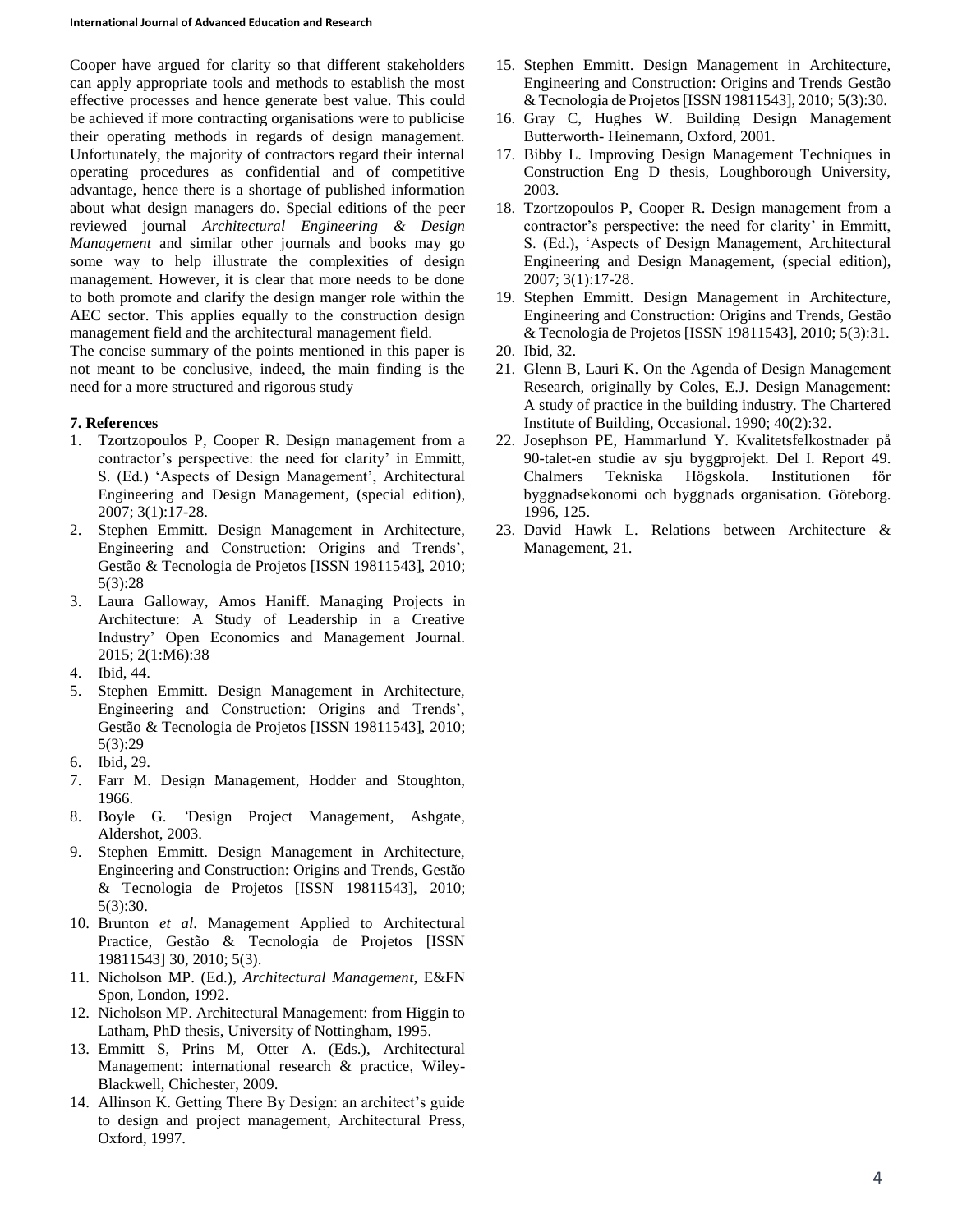Cooper have argued for clarity so that different stakeholders can apply appropriate tools and methods to establish the most effective processes and hence generate best value. This could be achieved if more contracting organisations were to publicise their operating methods in regards of design management. Unfortunately, the majority of contractors regard their internal operating procedures as confidential and of competitive advantage, hence there is a shortage of published information about what design managers do. Special editions of the peer reviewed journal *Architectural Engineering & Design Management* and similar other journals and books may go some way to help illustrate the complexities of design management. However, it is clear that more needs to be done to both promote and clarify the design manger role within the AEC sector. This applies equally to the construction design management field and the architectural management field.

The concise summary of the points mentioned in this paper is not meant to be conclusive, indeed, the main finding is the need for a more structured and rigorous study

### 7. References

1. Tzortzopoulos P, Cooper R. Design management from a contractor's perspective: the need for clarity' in Emmitt, S. (Ed.) 'Aspects of Design Management', Architectural Engineering and Design Management, (special edition), 2007; 3(1):17-28.
2. Stephen Emmitt. Design Management in Architecture, Engineering and Construction: Origins and Trends', Gestão & Tecnologia de Projetos [ISSN 19811543], 2010; 5(3):28
3. Laura Galloway, Amos Haniff. Managing Projects in Architecture: A Study of Leadership in a Creative Industry' Open Economics and Management Journal. 2015; 2(1:M6):38
4. Ibid, 44.
5. Stephen Emmitt. Design Management in Architecture, Engineering and Construction: Origins and Trends', Gestão & Tecnologia de Projetos [ISSN 19811543], 2010; 5(3):29
6. Ibid, 29.
7. Farr M. Design Management, Hodder and Stoughton, 1966.
8. Boyle G. 'Design Project Management, Ashgate, Aldershot, 2003.
9. Stephen Emmitt. Design Management in Architecture, Engineering and Construction: Origins and Trends, Gestão & Tecnologia de Projetos [ISSN 19811543], 2010; 5(3):30.
10. Brunton *et al*. Management Applied to Architectural Practice, Gestão & Tecnologia de Projetos [ISSN 19811543] 30, 2010; 5(3).
11. Nicholson MP. (Ed.), *Architectural Management*, E&FN Spon, London, 1992.
12. Nicholson MP. Architectural Management: from Higgin to Latham, PhD thesis, University of Nottingham, 1995.
13. Emmitt S, Prins M, Otter A. (Eds.), Architectural Management: international research & practice, Wiley-Blackwell, Chichester, 2009.
14. Allinson K. Getting There By Design: an architect's guide to design and project management, Architectural Press, Oxford, 1997.
15. Stephen Emmitt. Design Management in Architecture, Engineering and Construction: Origins and Trends Gestão & Tecnologia de Projetos [ISSN 19811543], 2010; 5(3):30.
16. Gray C, Hughes W. Building Design Management Butterworth- Heinemann, Oxford, 2001.
17. Bibby L. Improving Design Management Techniques in Construction Eng D thesis, Loughborough University, 2003.
18. Tzortzopoulos P, Cooper R. Design management from a contractor's perspective: the need for clarity' in Emmitt, S. (Ed.), 'Aspects of Design Management, Architectural Engineering and Design Management, (special edition), 2007; 3(1):17-28.
19. Stephen Emmitt. Design Management in Architecture, Engineering and Construction: Origins and Trends, Gestão & Tecnologia de Projetos [ISSN 19811543], 2010; 5(3):31.
20. Ibid, 32.
21. Glenn B, Lauri K. On the Agenda of Design Management Research, originally by Coles, E.J. Design Management: A study of practice in the building industry. The Chartered Institute of Building, Occasional. 1990; 40(2):32.
22. Josephson PE, Hammarlund Y. Kvalitetsfelkostnader på 90-talet-en studie av sju byggprojekt. Del I. Report 49. Chalmers Tekniska Högskola. Institutionen för byggnadsekonomi och byggnads organisation. Göteborg. 1996, 125.
23. David Hawk L. Relations between Architecture & Management, 21.